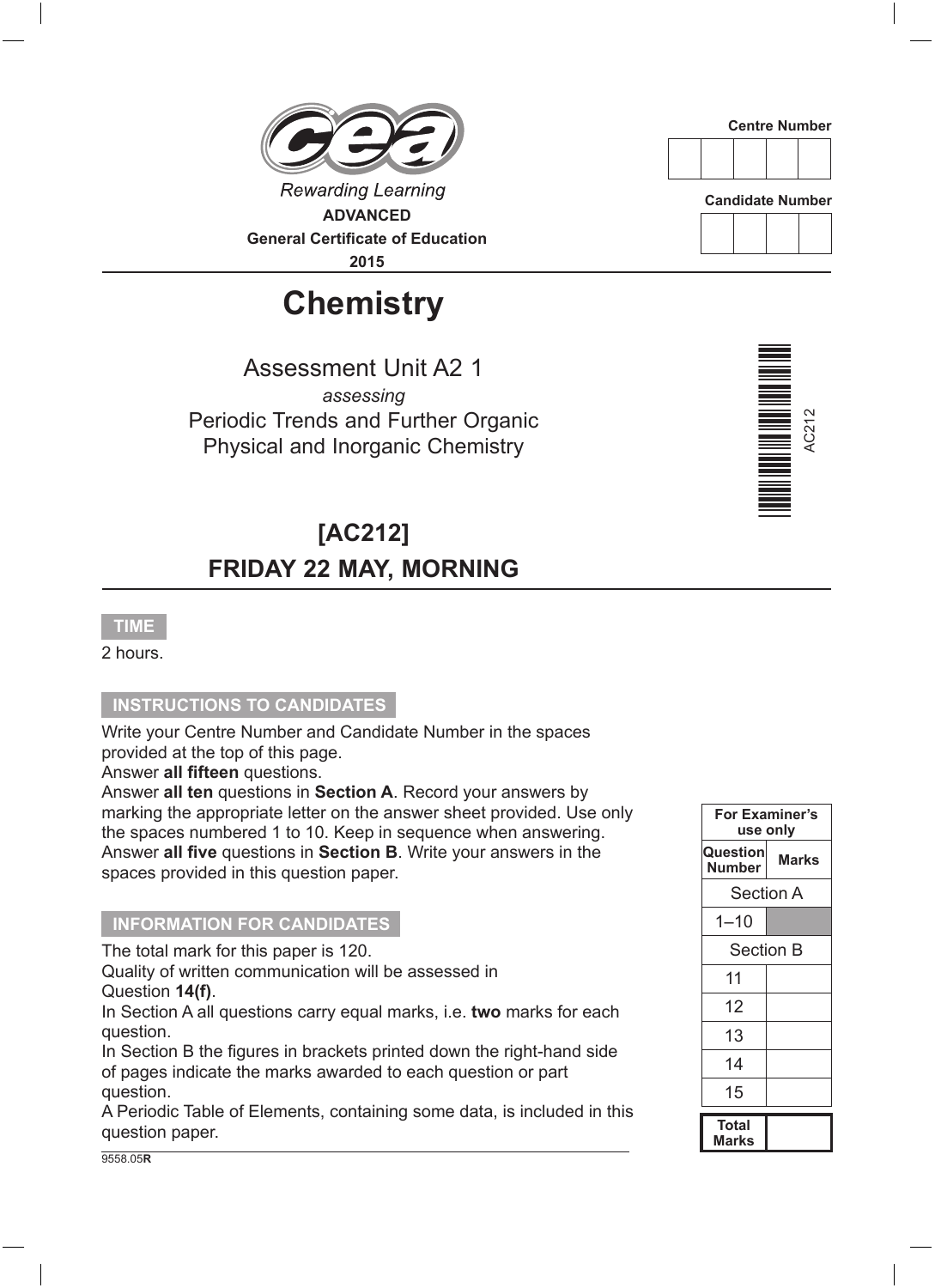Rewarding Learning

**ADVANCED**
**General Certificate of Education**
**2015**

| Centre Number |
| --- |
| |

| Candidate Number |
| --- |
| |

# Chemistry

Assessment Unit A2 1

*assessing*

Periodic Trends and Further Organic
Physical and Inorganic Chemistry

AC212

## [AC212]

## FRIDAY 22 MAY, MORNING

**TIME**

2 hours.

**INSTRUCTIONS TO CANDIDATES**

Write your Centre Number and Candidate Number in the spaces provided at the top of this page.
Answer **all fifteen** questions.
Answer **all ten** questions in **Section A**. Record your answers by marking the appropriate letter on the answer sheet provided. Use only the spaces numbered 1 to 10. Keep in sequence when answering.
Answer **all five** questions in **Section B**. Write your answers in the spaces provided in this question paper.

**INFORMATION FOR CANDIDATES**

The total mark for this paper is 120.
Quality of written communication will be assessed in Question **14(f)**.
In Section A all questions carry equal marks, i.e. **two** marks for each question.
In Section B the figures in brackets printed down the right-hand side of pages indicate the marks awarded to each question or part question.
A Periodic Table of Elements, containing some data, is included in this question paper.

| For Examiner's use only | |
| --- | --- |
| **Question Number** | **Marks** |
| Section A | |
| 1–10 | |
| Section B | |
| 11 | |
| 12 | |
| 13 | |
| 14 | |
| 15 | |
| **Total Marks** | |

9558.05**R**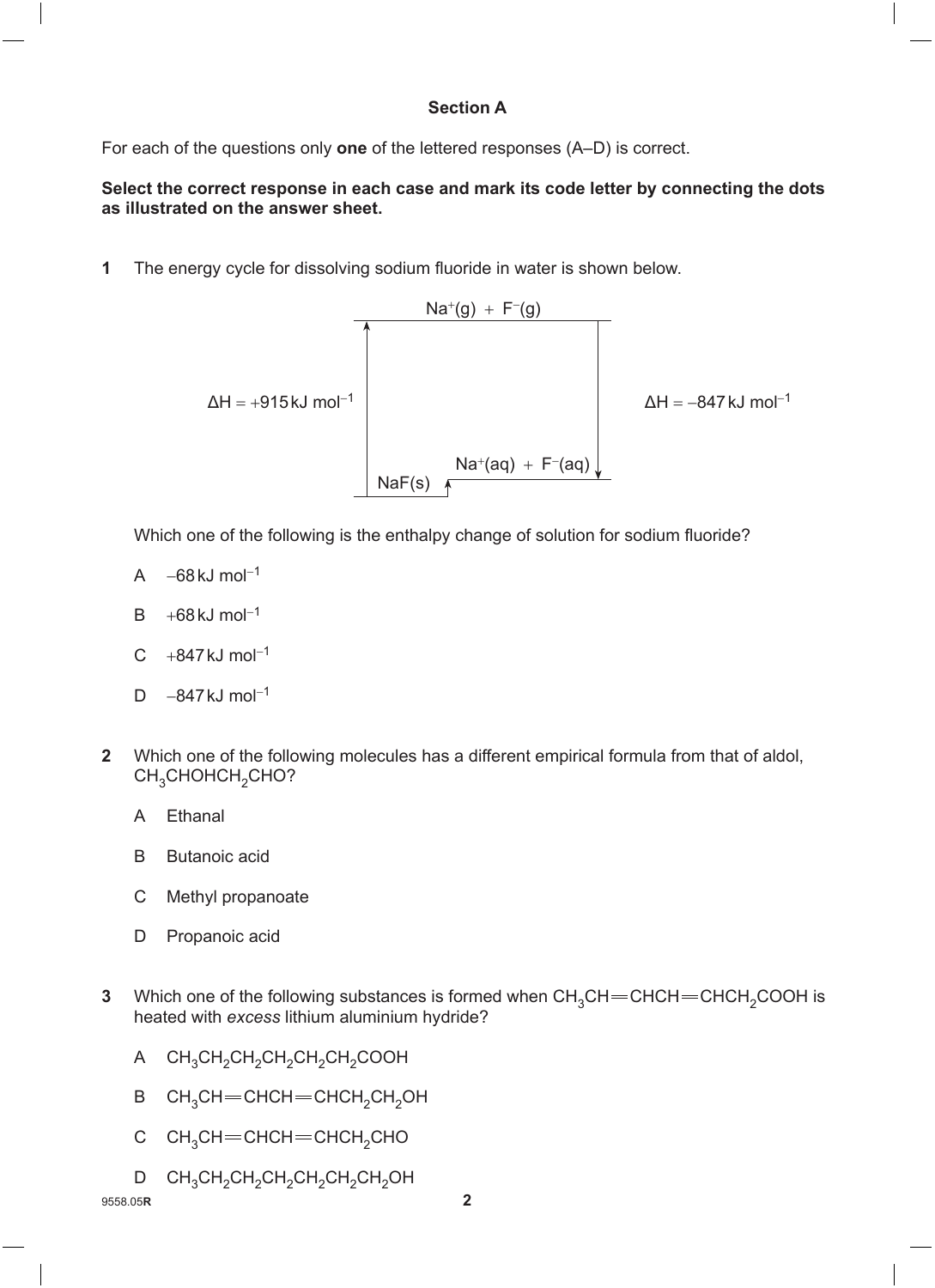## Section A

For each of the questions only **one** of the lettered responses (A–D) is correct.

**Select the correct response in each case and mark its code letter by connecting the dots as illustrated on the answer sheet.**

**1** The energy cycle for dissolving sodium fluoride in water is shown below.

$Na^{+}(g) + F^{-}(g)$

$\Delta H = +915\,kJ\,mol^{-1}$ (from $NaF(s)$ up to $Na^{+}(g) + F^{-}(g)$)

$\Delta H = -847\,kJ\,mol^{-1}$ (from $Na^{+}(g) + F^{-}(g)$ down to $Na^{+}(aq) + F^{-}(aq)$)

$NaF(s)$ — $Na^{+}(aq) + F^{-}(aq)$

Which one of the following is the enthalpy change of solution for sodium fluoride?

A $-68\,kJ\,mol^{-1}$

B $+68\,kJ\,mol^{-1}$

C $+847\,kJ\,mol^{-1}$

D $-847\,kJ\,mol^{-1}$

**2** Which one of the following molecules has a different empirical formula from that of aldol, $CH_3CHOHCH_2CHO$?

A Ethanal

B Butanoic acid

C Methyl propanoate

D Propanoic acid

**3** Which one of the following substances is formed when $CH_3CH{=}CHCH{=}CHCH_2COOH$ is heated with *excess* lithium aluminium hydride?

A $CH_3CH_2CH_2CH_2CH_2CH_2COOH$

B $CH_3CH{=}CHCH{=}CHCH_2CH_2OH$

C $CH_3CH{=}CHCH{=}CHCH_2CHO$

D $CH_3CH_2CH_2CH_2CH_2CH_2CH_2OH$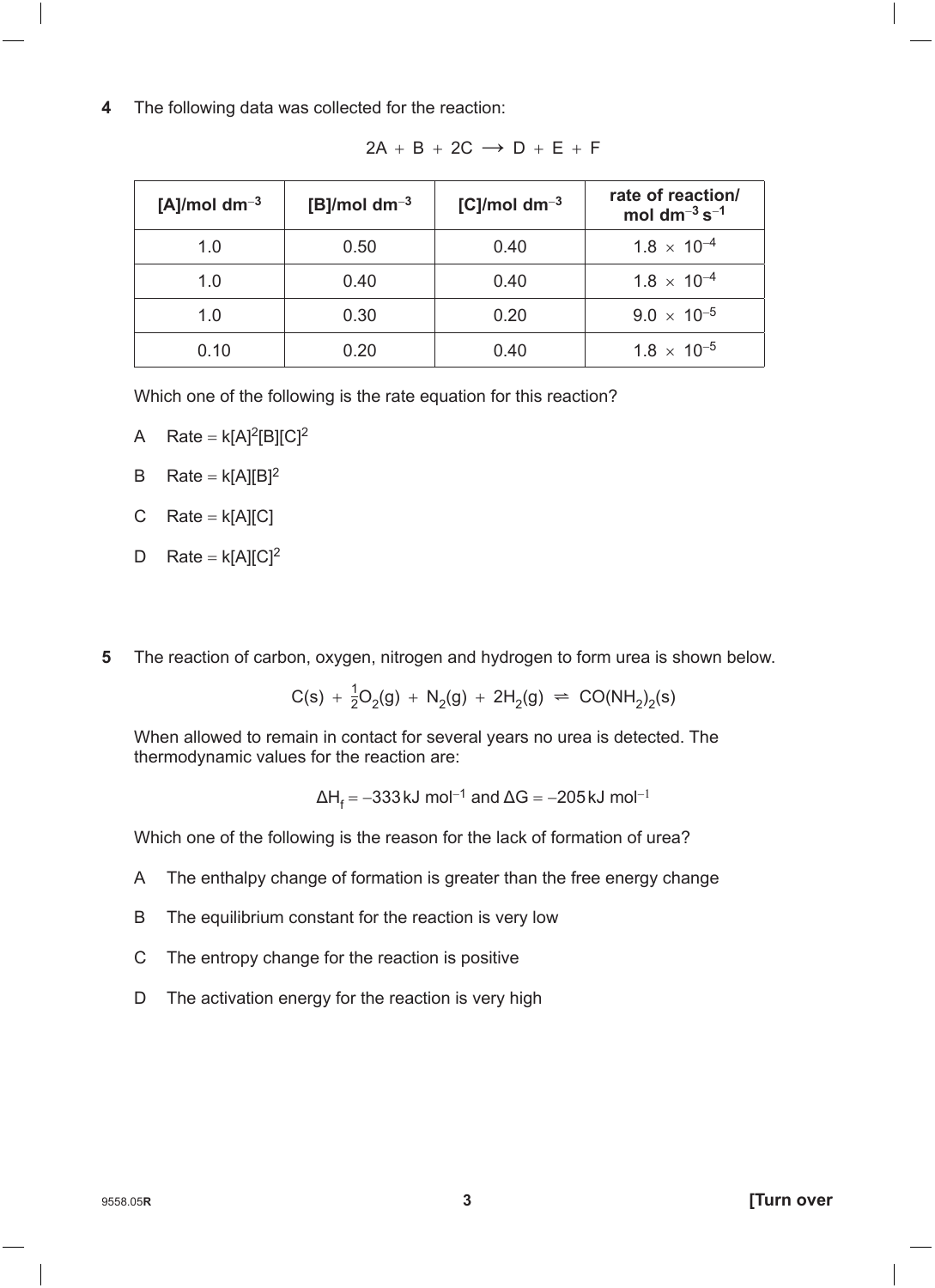**4** The following data was collected for the reaction:

$$2A + B + 2C \longrightarrow D + E + F$$

| [A]/mol dm$^{-3}$ | [B]/mol dm$^{-3}$ | [C]/mol dm$^{-3}$ | rate of reaction/ mol dm$^{-3}$ s$^{-1}$ |
|---|---|---|---|
| 1.0 | 0.50 | 0.40 | $1.8 \times 10^{-4}$ |
| 1.0 | 0.40 | 0.40 | $1.8 \times 10^{-4}$ |
| 1.0 | 0.30 | 0.20 | $9.0 \times 10^{-5}$ |
| 0.10 | 0.20 | 0.40 | $1.8 \times 10^{-5}$ |

Which one of the following is the rate equation for this reaction?

A Rate = k$[A]^2[B][C]^2$

B Rate = k$[A][B]^2$

C Rate = k$[A][C]$

D Rate = k$[A][C]^2$

**5** The reaction of carbon, oxygen, nitrogen and hydrogen to form urea is shown below.

$$C(s) + \tfrac{1}{2}O_2(g) + N_2(g) + 2H_2(g) \rightleftharpoons CO(NH_2)_2(s)$$

When allowed to remain in contact for several years no urea is detected. The thermodynamic values for the reaction are:

$$\Delta H_f = -333\,\text{kJ mol}^{-1} \text{ and } \Delta G = -205\,\text{kJ mol}^{-1}$$

Which one of the following is the reason for the lack of formation of urea?

A The enthalpy change of formation is greater than the free energy change

B The equilibrium constant for the reaction is very low

C The entropy change for the reaction is positive

D The activation energy for the reaction is very high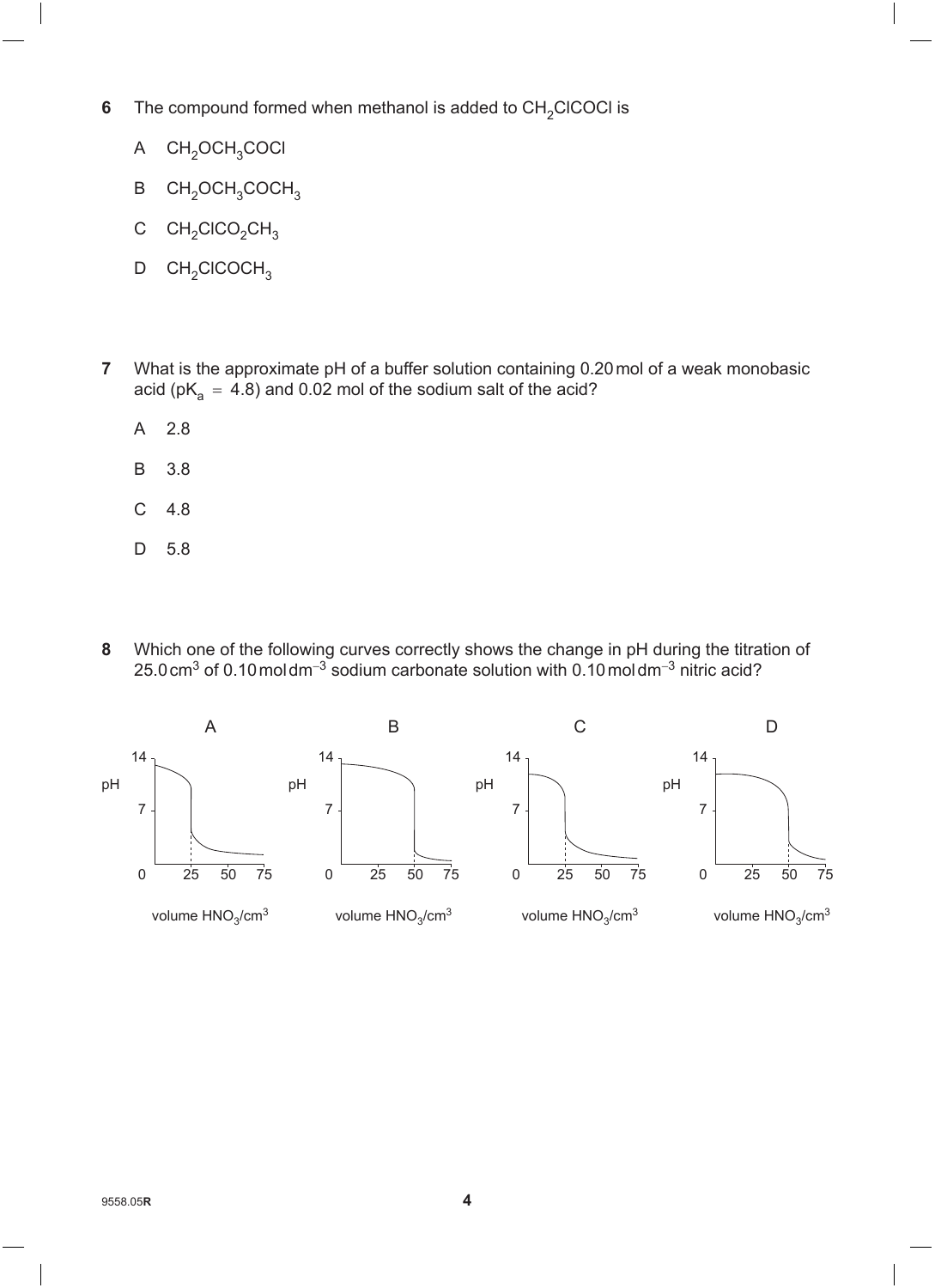**6** The compound formed when methanol is added to $CH_2ClCOCl$ is

A $CH_2OCH_3COCl$

B $CH_2OCH_3COCH_3$

C $CH_2ClCO_2CH_3$

D $CH_2ClCOCH_3$

**7** What is the approximate pH of a buffer solution containing 0.20 mol of a weak monobasic acid ($pK_a = 4.8$) and 0.02 mol of the sodium salt of the acid?

A 2.8

B 3.8

C 4.8

D 5.8

**8** Which one of the following curves correctly shows the change in pH during the titration of 25.0 $cm^3$ of 0.10 mol $dm^{-3}$ sodium carbonate solution with 0.10 mol $dm^{-3}$ nitric acid?

A

pH: 0, 7, 14

volume $HNO_3/cm^3$: 0, 25, 50, 75

B

pH: 0, 7, 14

volume $HNO_3/cm^3$: 0, 25, 50, 75

C

pH: 0, 7, 14

volume $HNO_3/cm^3$: 0, 25, 50, 75

D

pH: 0, 7, 14

volume $HNO_3/cm^3$: 0, 25, 50, 75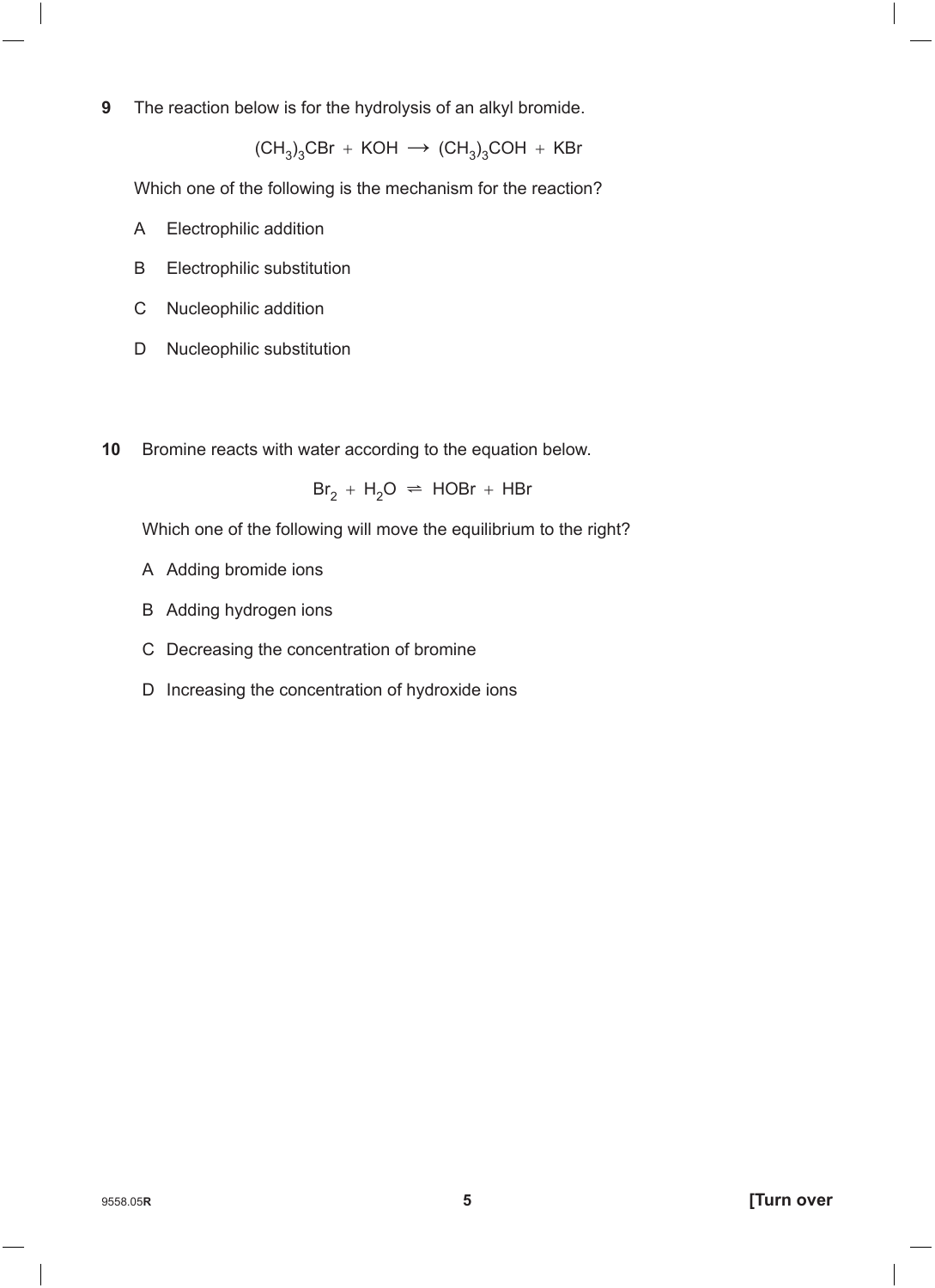**9** The reaction below is for the hydrolysis of an alkyl bromide.

$$(CH_3)_3CBr + KOH \longrightarrow (CH_3)_3COH + KBr$$

Which one of the following is the mechanism for the reaction?

A Electrophilic addition

B Electrophilic substitution

C Nucleophilic addition

D Nucleophilic substitution

**10** Bromine reacts with water according to the equation below.

$$Br_2 + H_2O \rightleftharpoons HOBr + HBr$$

Which one of the following will move the equilibrium to the right?

A Adding bromide ions

B Adding hydrogen ions

C Decreasing the concentration of bromine

D Increasing the concentration of hydroxide ions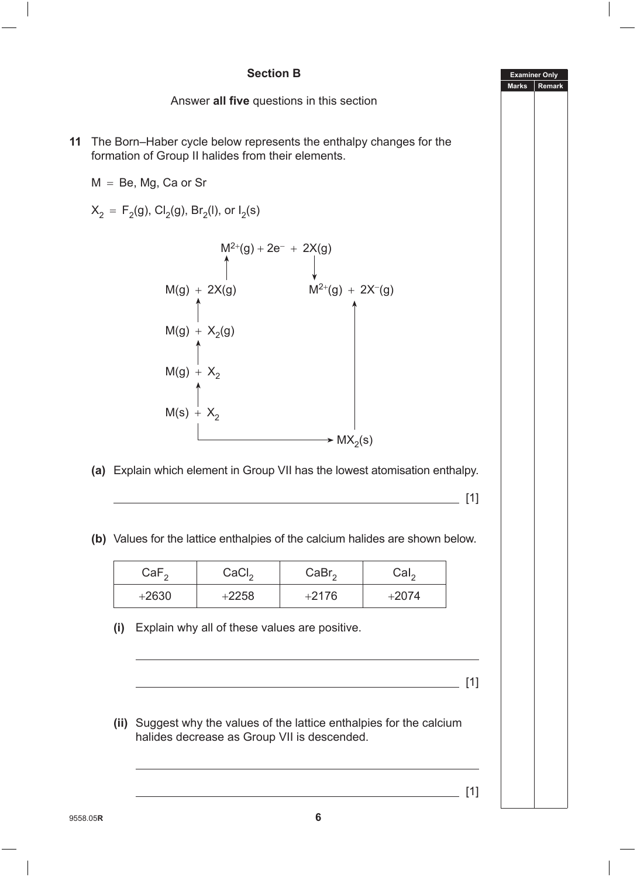## Section B

Answer **all five** questions in this section

**11** The Born–Haber cycle below represents the enthalpy changes for the formation of Group II halides from their elements.

M = Be, Mg, Ca or Sr

$X_2$ = $F_2(g)$, $Cl_2(g)$, $Br_2(l)$, or $I_2(s)$

$M^{2+}(g) + 2e^- + 2X(g)$

$M(g) + 2X(g)$ $\quad\quad$ $M^{2+}(g) + 2X^-(g)$

$M(g) + X_2(g)$

$M(g) + X_2$

$M(s) + X_2$

$MX_2(s)$

**(a)** Explain which element in Group VII has the lowest atomisation enthalpy.

_______________________________________________ [1]

**(b)** Values for the lattice enthalpies of the calcium halides are shown below.

| $CaF_2$ | $CaCl_2$ | $CaBr_2$ | $CaI_2$ |
|---|---|---|---|
| +2630 | +2258 | +2176 | +2074 |

**(i)** Explain why all of these values are positive.

_______________________________________________

_______________________________________________ [1]

**(ii)** Suggest why the values of the lattice enthalpies for the calcium halides decrease as Group VII is descended.

_______________________________________________

_______________________________________________ [1]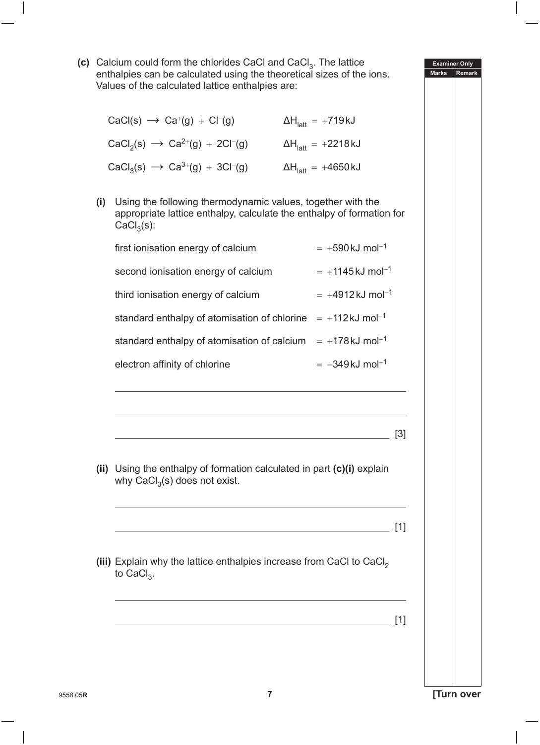**(c)** Calcium could form the chlorides CaCl and $CaCl_3$. The lattice enthalpies can be calculated using the theoretical sizes of the ions. Values of the calculated lattice enthalpies are:

$CaCl(s) \longrightarrow Ca^{+}(g) + Cl^{-}(g)$ $\Delta H_{latt} = +719\,kJ$

$CaCl_2(s) \longrightarrow Ca^{2+}(g) + 2Cl^{-}(g)$ $\Delta H_{latt} = +2218\,kJ$

$CaCl_3(s) \longrightarrow Ca^{3+}(g) + 3Cl^{-}(g)$ $\Delta H_{latt} = +4650\,kJ$

**(i)** Using the following thermodynamic values, together with the appropriate lattice enthalpy, calculate the enthalpy of formation for $CaCl_3(s)$:

| | |
|---|---|
| first ionisation energy of calcium | $= +590\,kJ\,mol^{-1}$ |
| second ionisation energy of calcium | $= +1145\,kJ\,mol^{-1}$ |
| third ionisation energy of calcium | $= +4912\,kJ\,mol^{-1}$ |
| standard enthalpy of atomisation of chlorine | $= +112\,kJ\,mol^{-1}$ |
| standard enthalpy of atomisation of calcium | $= +178\,kJ\,mol^{-1}$ |
| electron affinity of chlorine | $= -349\,kJ\,mol^{-1}$ |

______________________________________________

______________________________________________

______________________________________________ [3]

**(ii)** Using the enthalpy of formation calculated in part **(c)(i)** explain why $CaCl_3(s)$ does not exist.

______________________________________________

______________________________________________ [1]

**(iii)** Explain why the lattice enthalpies increase from CaCl to $CaCl_2$ to $CaCl_3$.

______________________________________________

______________________________________________ [1]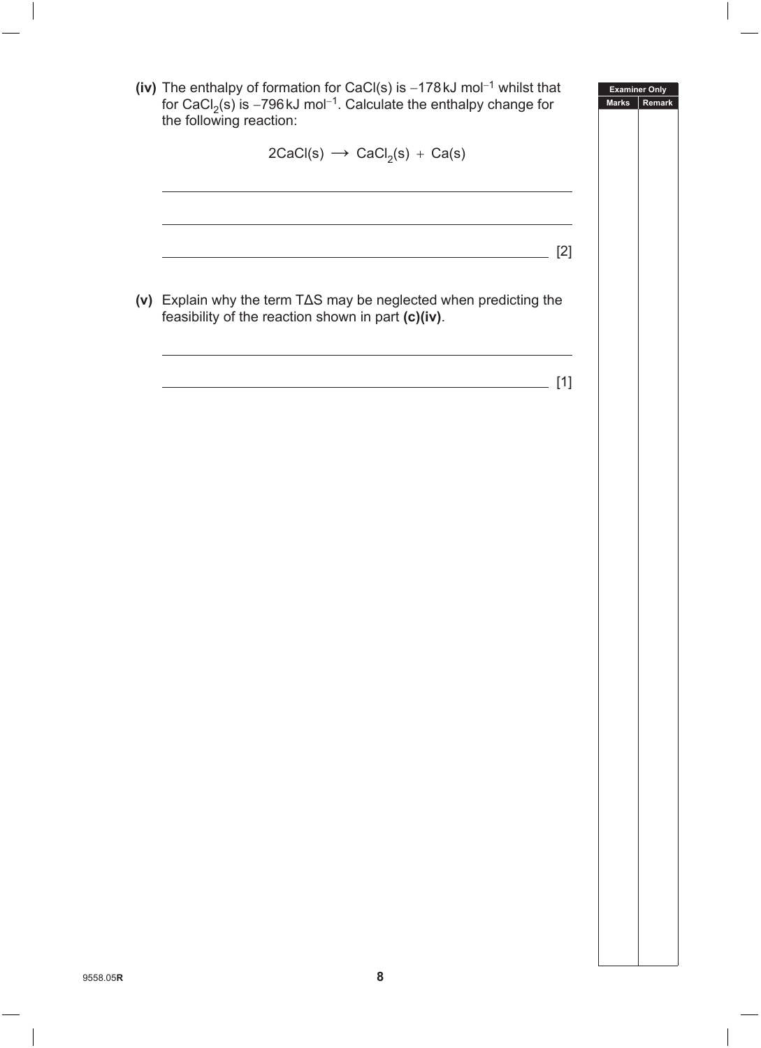**(iv)** The enthalpy of formation for $CaCl(s)$ is $-178\,kJ\,mol^{-1}$ whilst that for $CaCl_2(s)$ is $-796\,kJ\,mol^{-1}$. Calculate the enthalpy change for the following reaction:

$$2CaCl(s) \longrightarrow CaCl_2(s) + Ca(s)$$

[2]

**(v)** Explain why the term $T\Delta S$ may be neglected when predicting the feasibility of the reaction shown in part **(c)(iv)**.

[1]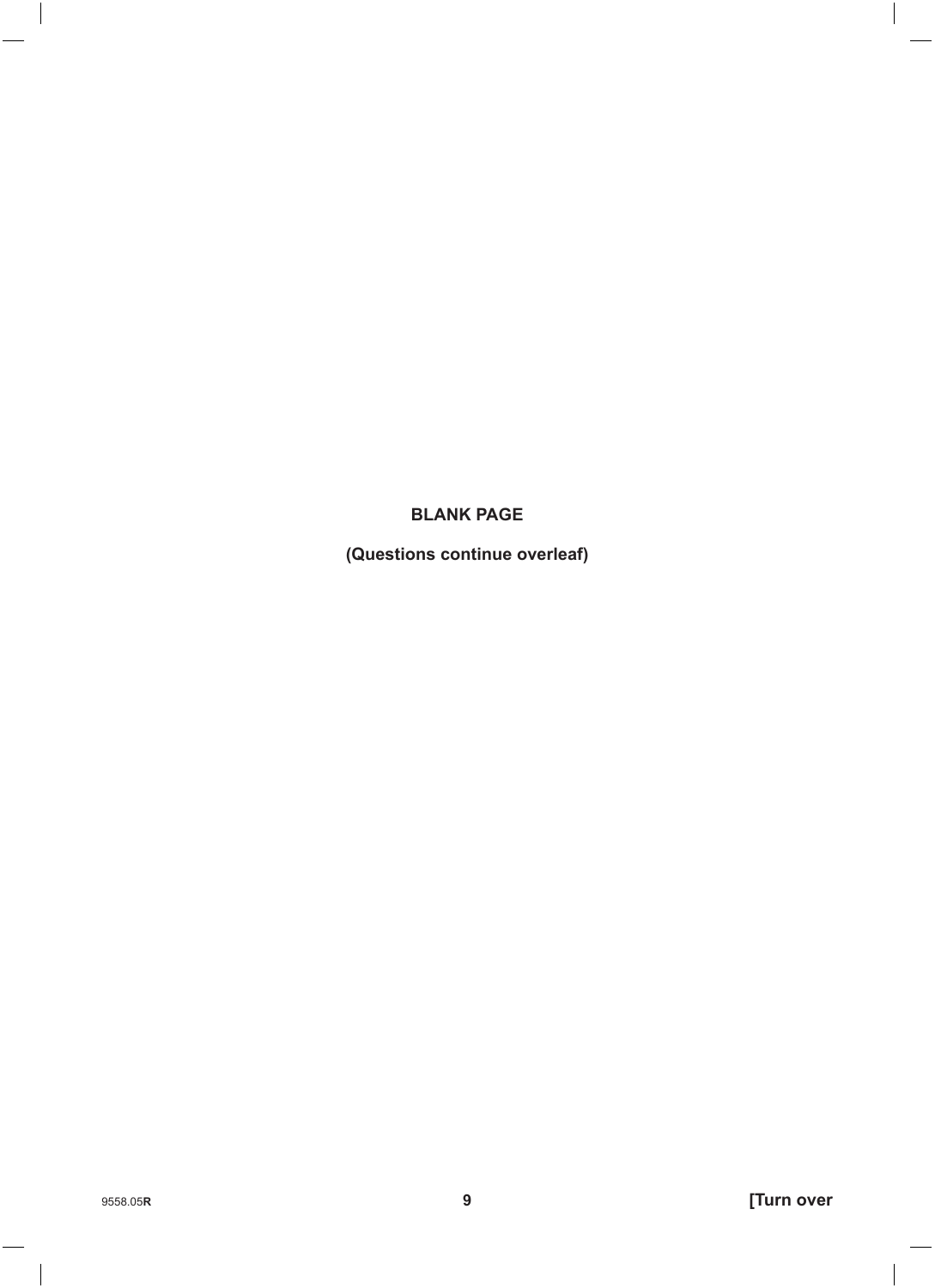**BLANK PAGE**

**(Questions continue overleaf)**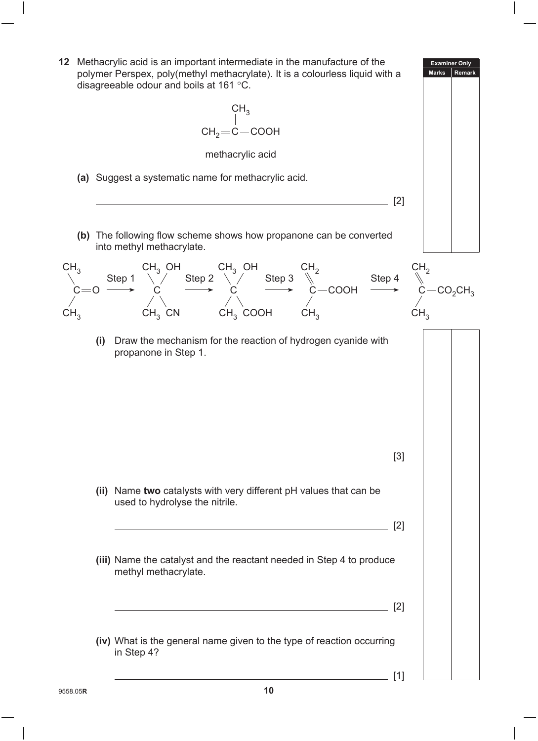**12** Methacrylic acid is an important intermediate in the manufacture of the polymer Perspex, poly(methyl methacrylate). It is a colourless liquid with a disagreeable odour and boils at 161 °C.

$$CH_2{=}C(CH_3){-}COOH$$

methacrylic acid

**(a)** Suggest a systematic name for methacrylic acid.

_______________________________________________ [2]

**(b)** The following flow scheme shows how propanone can be converted into methyl methacrylate.

$$(CH_3)_2C{=}O \xrightarrow{\text{Step 1}} (CH_3)_2C(OH)CN \xrightarrow{\text{Step 2}} (CH_3)_2C(OH)COOH \xrightarrow{\text{Step 3}} CH_2{=}C(CH_3)COOH \xrightarrow{\text{Step 4}} CH_2{=}C(CH_3)CO_2CH_3$$

**(i)** Draw the mechanism for the reaction of hydrogen cyanide with propanone in Step 1.

[3]

**(ii)** Name **two** catalysts with very different pH values that can be used to hydrolyse the nitrile.

_______________________________________________ [2]

**(iii)** Name the catalyst and the reactant needed in Step 4 to produce methyl methacrylate.

_______________________________________________ [2]

**(iv)** What is the general name given to the type of reaction occurring in Step 4?

_______________________________________________ [1]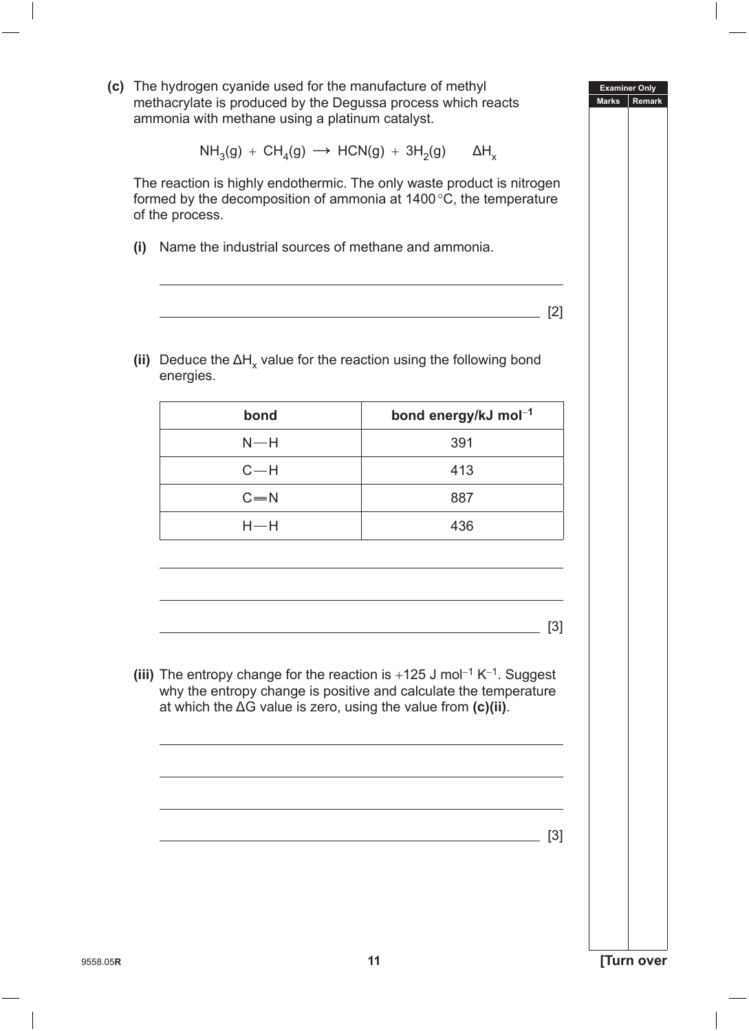**(c)** The hydrogen cyanide used for the manufacture of methyl methacrylate is produced by the Degussa process which reacts ammonia with methane using a platinum catalyst.

$$NH_3(g) + CH_4(g) \longrightarrow HCN(g) + 3H_2(g) \qquad \Delta H_x$$

The reaction is highly endothermic. The only waste product is nitrogen formed by the decomposition of ammonia at 1400 °C, the temperature of the process.

**(i)** Name the industrial sources of methane and ammonia.

_______________________________________________

_______________________________________________ [2]

**(ii)** Deduce the $\Delta H_x$ value for the reaction using the following bond energies.

| **bond** | **bond energy/kJ mol$^{-1}$** |
|---|---|
| N—H | 391 |
| C—H | 413 |
| C≡N | 887 |
| H—H | 436 |

_______________________________________________

_______________________________________________

_______________________________________________ [3]

**(iii)** The entropy change for the reaction is +125 J mol$^{-1}$ K$^{-1}$. Suggest why the entropy change is positive and calculate the temperature at which the ΔG value is zero, using the value from **(c)(ii)**.

_______________________________________________

_______________________________________________

_______________________________________________

_______________________________________________ [3]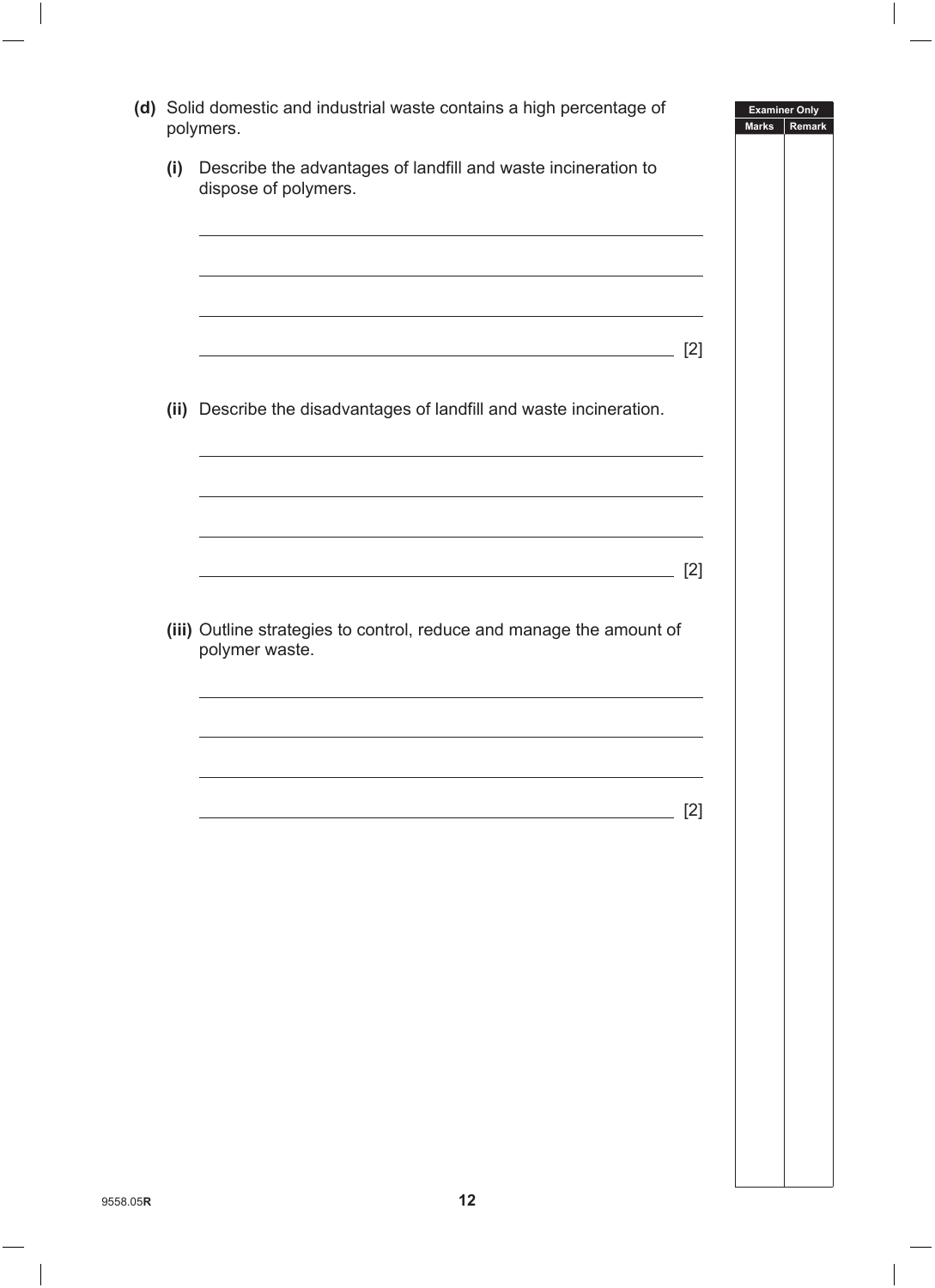**(d)** Solid domestic and industrial waste contains a high percentage of polymers.

**(i)** Describe the advantages of landfill and waste incineration to dispose of polymers.

\_\_\_\_\_\_\_\_\_\_\_\_\_\_\_\_\_\_\_\_\_\_\_\_\_\_\_\_\_\_\_\_\_\_\_\_\_\_\_\_\_\_\_\_\_\_\_\_\_\_\_\_\_\_\_\_\_\_\_\_

\_\_\_\_\_\_\_\_\_\_\_\_\_\_\_\_\_\_\_\_\_\_\_\_\_\_\_\_\_\_\_\_\_\_\_\_\_\_\_\_\_\_\_\_\_\_\_\_\_\_\_\_\_\_\_\_\_\_\_\_

\_\_\_\_\_\_\_\_\_\_\_\_\_\_\_\_\_\_\_\_\_\_\_\_\_\_\_\_\_\_\_\_\_\_\_\_\_\_\_\_\_\_\_\_\_\_\_\_\_\_\_\_\_\_\_\_\_\_\_\_

\_\_\_\_\_\_\_\_\_\_\_\_\_\_\_\_\_\_\_\_\_\_\_\_\_\_\_\_\_\_\_\_\_\_\_\_\_\_\_\_\_\_\_\_\_\_\_\_\_\_\_\_\_\_\_\_\_\_ [2]

**(ii)** Describe the disadvantages of landfill and waste incineration.

\_\_\_\_\_\_\_\_\_\_\_\_\_\_\_\_\_\_\_\_\_\_\_\_\_\_\_\_\_\_\_\_\_\_\_\_\_\_\_\_\_\_\_\_\_\_\_\_\_\_\_\_\_\_\_\_\_\_\_\_

\_\_\_\_\_\_\_\_\_\_\_\_\_\_\_\_\_\_\_\_\_\_\_\_\_\_\_\_\_\_\_\_\_\_\_\_\_\_\_\_\_\_\_\_\_\_\_\_\_\_\_\_\_\_\_\_\_\_\_\_

\_\_\_\_\_\_\_\_\_\_\_\_\_\_\_\_\_\_\_\_\_\_\_\_\_\_\_\_\_\_\_\_\_\_\_\_\_\_\_\_\_\_\_\_\_\_\_\_\_\_\_\_\_\_\_\_\_\_\_\_

\_\_\_\_\_\_\_\_\_\_\_\_\_\_\_\_\_\_\_\_\_\_\_\_\_\_\_\_\_\_\_\_\_\_\_\_\_\_\_\_\_\_\_\_\_\_\_\_\_\_\_\_\_\_\_\_\_\_ [2]

**(iii)** Outline strategies to control, reduce and manage the amount of polymer waste.

\_\_\_\_\_\_\_\_\_\_\_\_\_\_\_\_\_\_\_\_\_\_\_\_\_\_\_\_\_\_\_\_\_\_\_\_\_\_\_\_\_\_\_\_\_\_\_\_\_\_\_\_\_\_\_\_\_\_\_\_

\_\_\_\_\_\_\_\_\_\_\_\_\_\_\_\_\_\_\_\_\_\_\_\_\_\_\_\_\_\_\_\_\_\_\_\_\_\_\_\_\_\_\_\_\_\_\_\_\_\_\_\_\_\_\_\_\_\_\_\_

\_\_\_\_\_\_\_\_\_\_\_\_\_\_\_\_\_\_\_\_\_\_\_\_\_\_\_\_\_\_\_\_\_\_\_\_\_\_\_\_\_\_\_\_\_\_\_\_\_\_\_\_\_\_\_\_\_\_\_\_

\_\_\_\_\_\_\_\_\_\_\_\_\_\_\_\_\_\_\_\_\_\_\_\_\_\_\_\_\_\_\_\_\_\_\_\_\_\_\_\_\_\_\_\_\_\_\_\_\_\_\_\_\_\_\_\_\_\_ [2]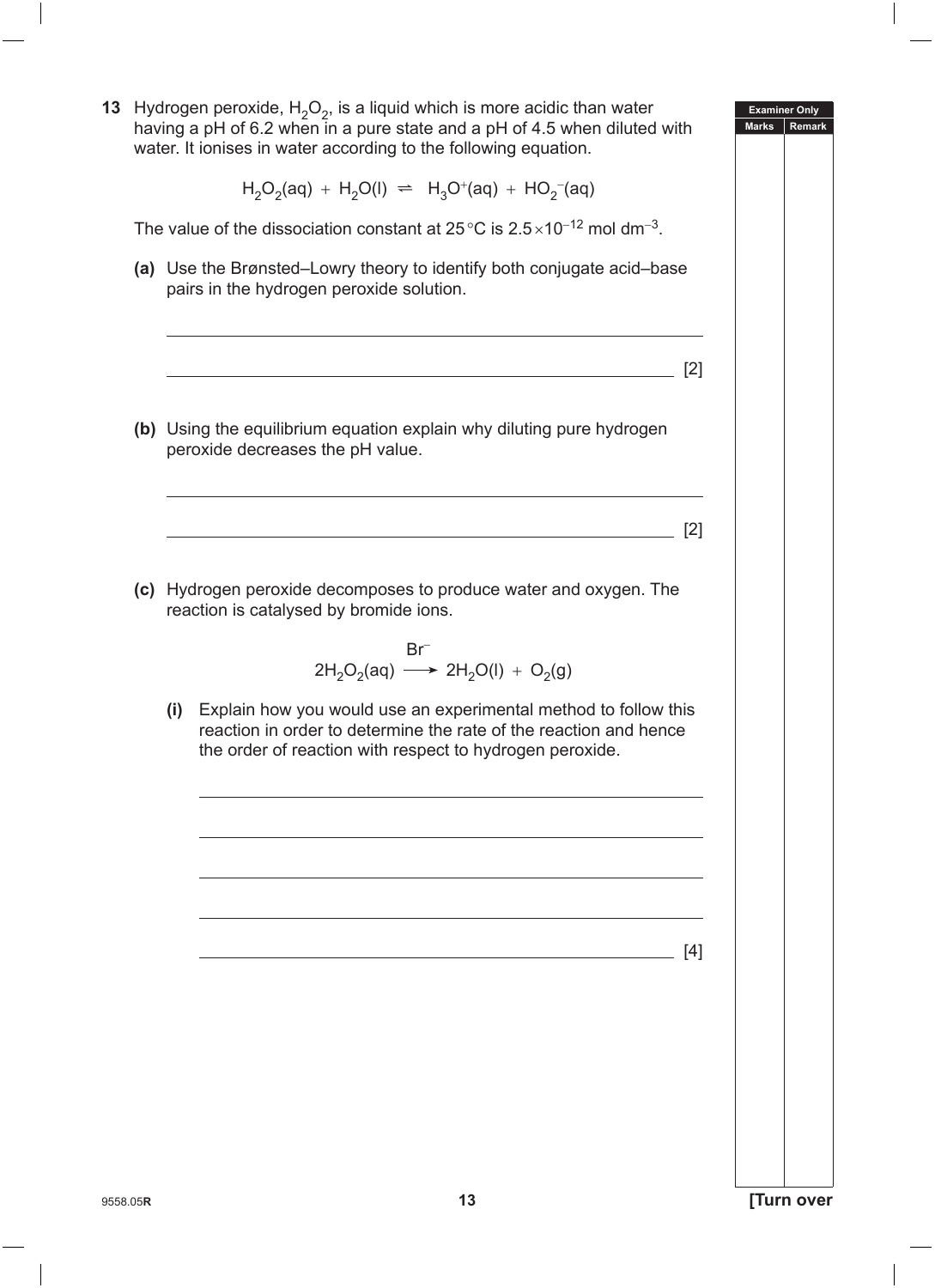**13** Hydrogen peroxide, $H_2O_2$, is a liquid which is more acidic than water having a pH of 6.2 when in a pure state and a pH of 4.5 when diluted with water. It ionises in water according to the following equation.

$$H_2O_2(aq) + H_2O(l) \rightleftharpoons H_3O^+(aq) + HO_2^-(aq)$$

The value of the dissociation constant at 25 °C is $2.5 \times 10^{-12}$ mol dm$^{-3}$.

**(a)** Use the Brønsted–Lowry theory to identify both conjugate acid–base pairs in the hydrogen peroxide solution.

______________________________________________________________________

______________________________________________________________________ [2]

**(b)** Using the equilibrium equation explain why diluting pure hydrogen peroxide decreases the pH value.

______________________________________________________________________

______________________________________________________________________ [2]

**(c)** Hydrogen peroxide decomposes to produce water and oxygen. The reaction is catalysed by bromide ions.

$$2H_2O_2(aq) \xrightarrow{Br^-} 2H_2O(l) + O_2(g)$$

**(i)** Explain how you would use an experimental method to follow this reaction in order to determine the rate of the reaction and hence the order of reaction with respect to hydrogen peroxide.

______________________________________________________________________

______________________________________________________________________

______________________________________________________________________

______________________________________________________________________

______________________________________________________________________ [4]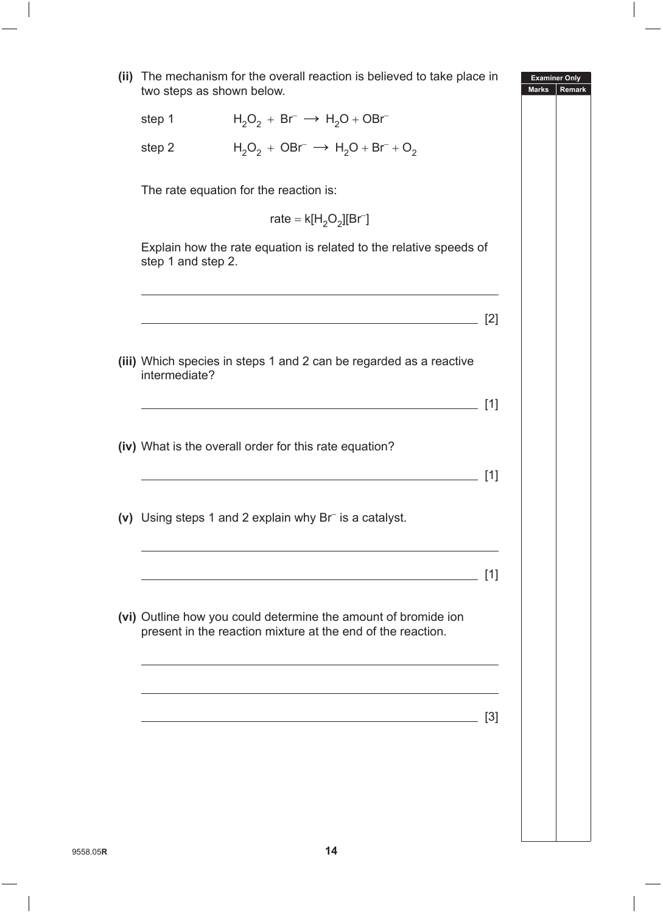**(ii)** The mechanism for the overall reaction is believed to take place in two steps as shown below.

step 1 $$H_2O_2 + Br^- \longrightarrow H_2O + OBr^-$$

step 2 $$H_2O_2 + OBr^- \longrightarrow H_2O + Br^- + O_2$$

The rate equation for the reaction is:

$$\text{rate} = k[H_2O_2][Br^-]$$

Explain how the rate equation is related to the relative speeds of step 1 and step 2.

______________________________________________________________

______________________________________________________________ [2]

**(iii)** Which species in steps 1 and 2 can be regarded as a reactive intermediate?

______________________________________________________________ [1]

**(iv)** What is the overall order for this rate equation?

______________________________________________________________ [1]

**(v)** Using steps 1 and 2 explain why $Br^-$ is a catalyst.

______________________________________________________________

______________________________________________________________ [1]

**(vi)** Outline how you could determine the amount of bromide ion present in the reaction mixture at the end of the reaction.

______________________________________________________________

______________________________________________________________

______________________________________________________________ [3]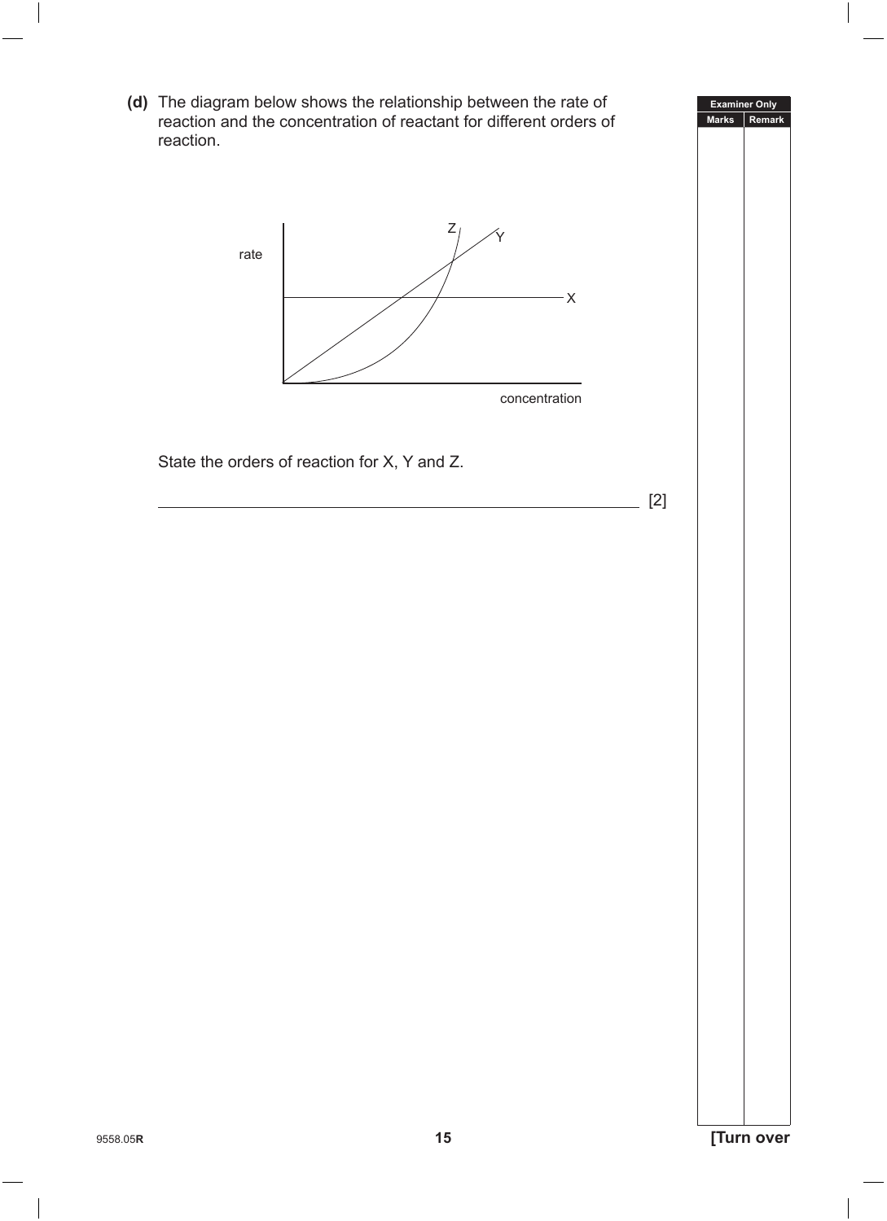**(d)** The diagram below shows the relationship between the rate of reaction and the concentration of reactant for different orders of reaction.

State the orders of reaction for X, Y and Z.

______________________________________________________________ [2]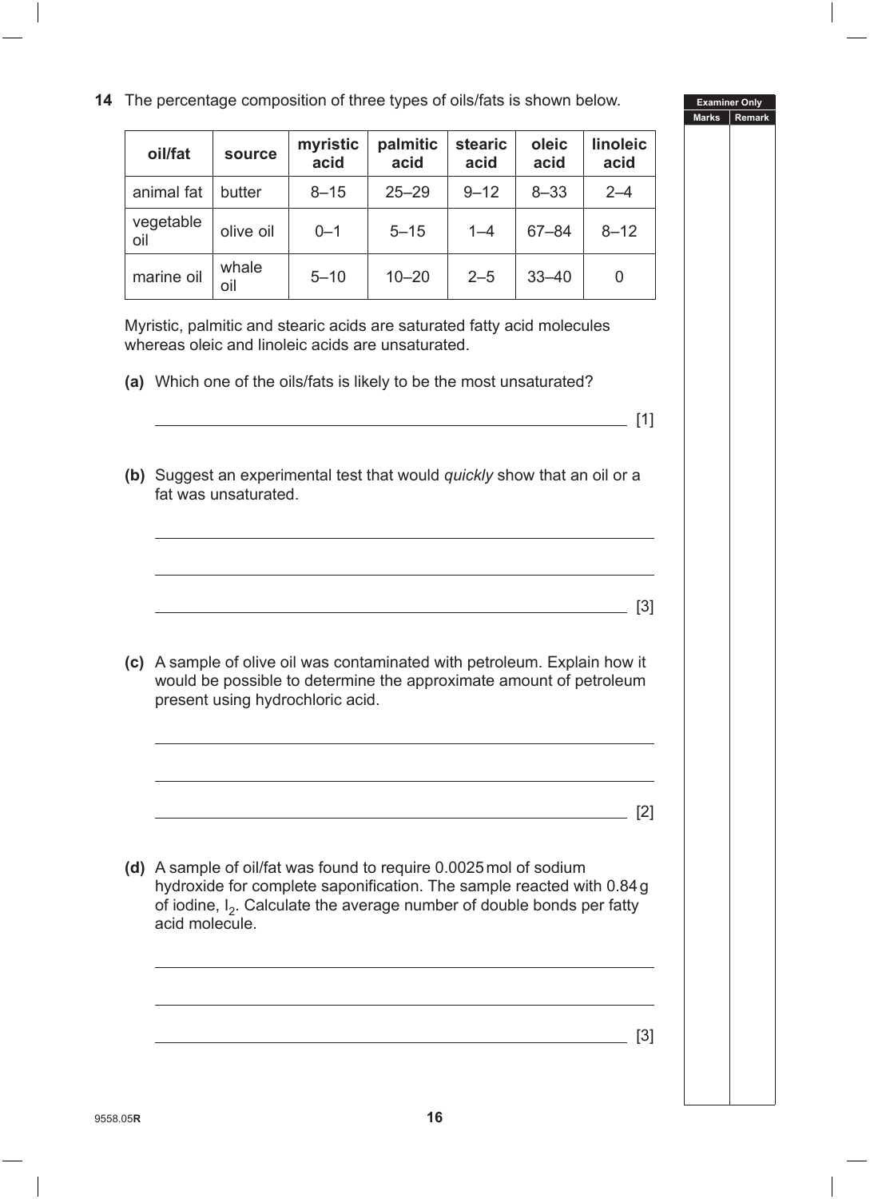**14** The percentage composition of three types of oils/fats is shown below.

| oil/fat | source | myristic acid | palmitic acid | stearic acid | oleic acid | linoleic acid |
|---|---|---|---|---|---|---|
| animal fat | butter | 8–15 | 25–29 | 9–12 | 8–33 | 2–4 |
| vegetable oil | olive oil | 0–1 | 5–15 | 1–4 | 67–84 | 8–12 |
| marine oil | whale oil | 5–10 | 10–20 | 2–5 | 33–40 | 0 |

Myristic, palmitic and stearic acids are saturated fatty acid molecules whereas oleic and linoleic acids are unsaturated.

**(a)** Which one of the oils/fats is likely to be the most unsaturated?

_______________________________________________ [1]

**(b)** Suggest an experimental test that would *quickly* show that an oil or a fat was unsaturated.

_______________________________________________

_______________________________________________

_______________________________________________ [3]

**(c)** A sample of olive oil was contaminated with petroleum. Explain how it would be possible to determine the approximate amount of petroleum present using hydrochloric acid.

_______________________________________________

_______________________________________________

_______________________________________________ [2]

**(d)** A sample of oil/fat was found to require 0.0025 mol of sodium hydroxide for complete saponification. The sample reacted with 0.84 g of iodine, $I_2$. Calculate the average number of double bonds per fatty acid molecule.

_______________________________________________

_______________________________________________

_______________________________________________ [3]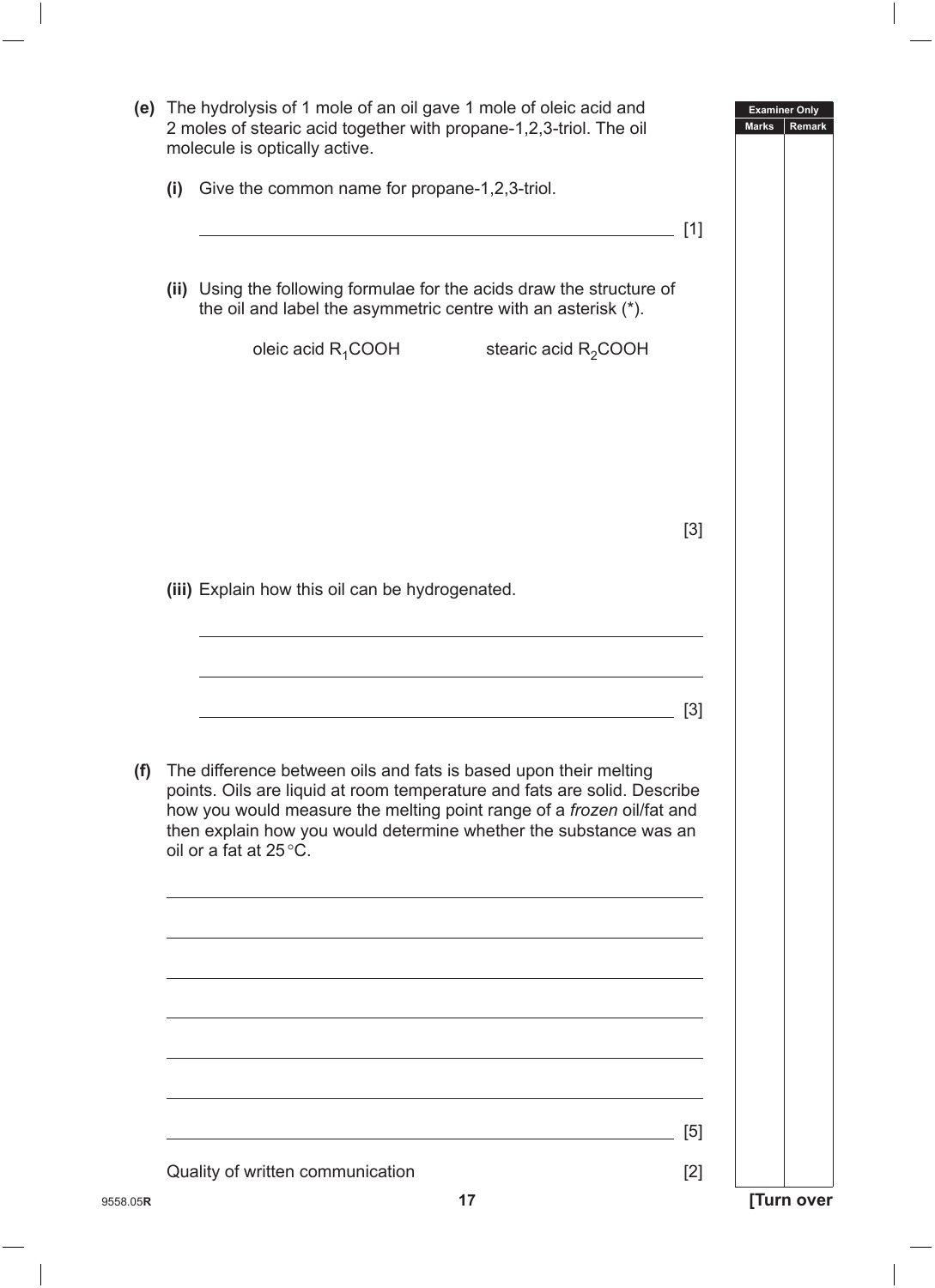**(e)** The hydrolysis of 1 mole of an oil gave 1 mole of oleic acid and 2 moles of stearic acid together with propane-1,2,3-triol. The oil molecule is optically active.

**(i)** Give the common name for propane-1,2,3-triol.

_______________________________________________ [1]

**(ii)** Using the following formulae for the acids draw the structure of the oil and label the asymmetric centre with an asterisk (*).

oleic acid $R_1COOH$ stearic acid $R_2COOH$

[3]

**(iii)** Explain how this oil can be hydrogenated.

_______________________________________________

_______________________________________________

_______________________________________________ [3]

**(f)** The difference between oils and fats is based upon their melting points. Oils are liquid at room temperature and fats are solid. Describe how you would measure the melting point range of a *frozen* oil/fat and then explain how you would determine whether the substance was an oil or a fat at 25 °C.

_______________________________________________

_______________________________________________

_______________________________________________

_______________________________________________

_______________________________________________

_______________________________________________

_______________________________________________ [5]

Quality of written communication [2]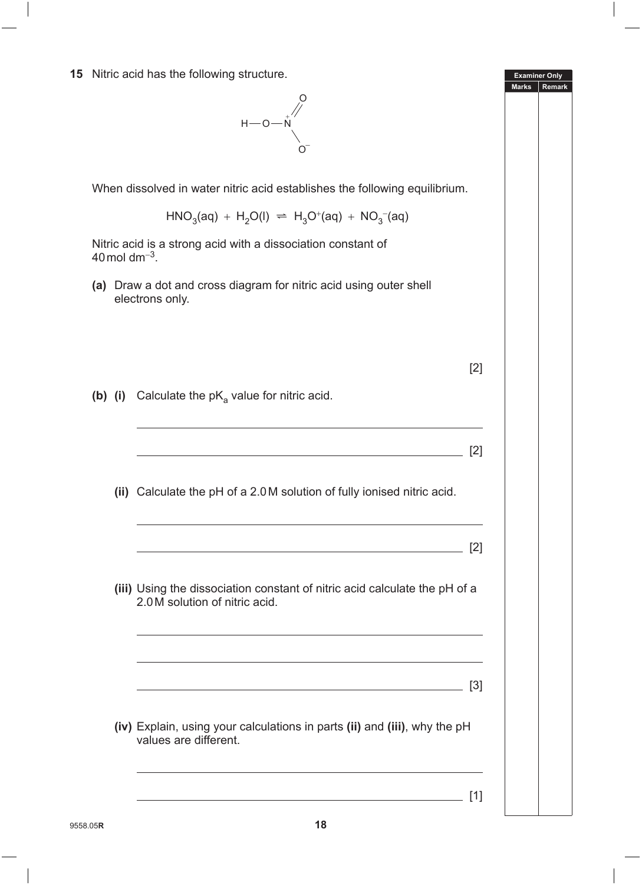**15** Nitric acid has the following structure.

$$H-O-\overset{+}{N}(=O)-O^-$$

When dissolved in water nitric acid establishes the following equilibrium.

$$HNO_3(aq) + H_2O(l) \rightleftharpoons H_3O^+(aq) + NO_3^-(aq)$$

Nitric acid is a strong acid with a dissociation constant of 40 mol dm$^{-3}$.

**(a)** Draw a dot and cross diagram for nitric acid using outer shell electrons only.

[2]

**(b) (i)** Calculate the p$K_a$ value for nitric acid.

______________________________________________

______________________________________________ [2]

**(ii)** Calculate the pH of a 2.0 M solution of fully ionised nitric acid.

______________________________________________

______________________________________________ [2]

**(iii)** Using the dissociation constant of nitric acid calculate the pH of a 2.0 M solution of nitric acid.

______________________________________________

______________________________________________

______________________________________________ [3]

**(iv)** Explain, using your calculations in parts **(ii)** and **(iii)**, why the pH values are different.

______________________________________________

______________________________________________ [1]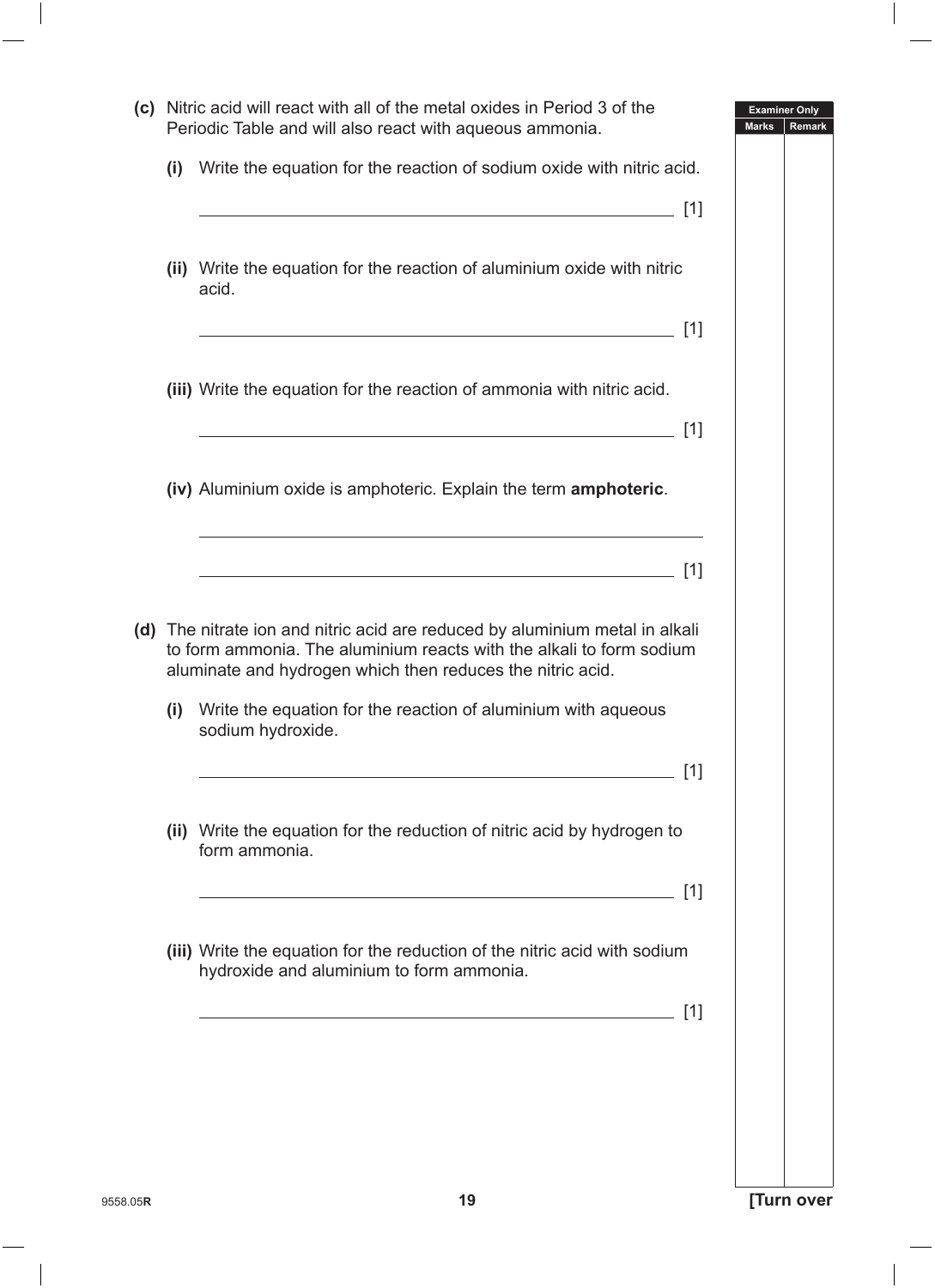**(c)** Nitric acid will react with all of the metal oxides in Period 3 of the Periodic Table and will also react with aqueous ammonia.

**(i)** Write the equation for the reaction of sodium oxide with nitric acid.

______________________________________________ [1]

**(ii)** Write the equation for the reaction of aluminium oxide with nitric acid.

______________________________________________ [1]

**(iii)** Write the equation for the reaction of ammonia with nitric acid.

______________________________________________ [1]

**(iv)** Aluminium oxide is amphoteric. Explain the term **amphoteric**.

______________________________________________

______________________________________________ [1]

**(d)** The nitrate ion and nitric acid are reduced by aluminium metal in alkali to form ammonia. The aluminium reacts with the alkali to form sodium aluminate and hydrogen which then reduces the nitric acid.

**(i)** Write the equation for the reaction of aluminium with aqueous sodium hydroxide.

______________________________________________ [1]

**(ii)** Write the equation for the reduction of nitric acid by hydrogen to form ammonia.

______________________________________________ [1]

**(iii)** Write the equation for the reduction of the nitric acid with sodium hydroxide and aluminium to form ammonia.

______________________________________________ [1]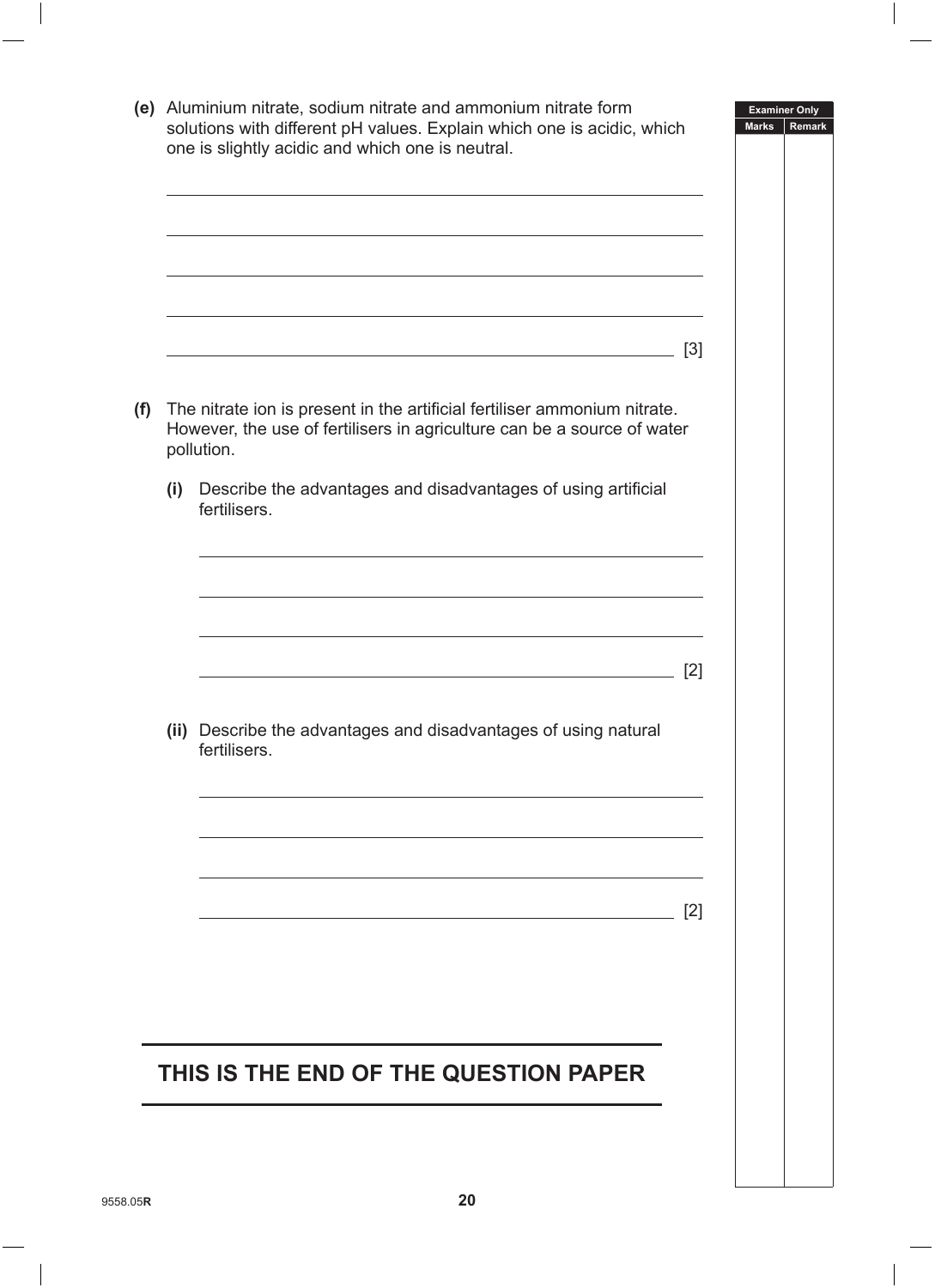**(e)** Aluminium nitrate, sodium nitrate and ammonium nitrate form solutions with different pH values. Explain which one is acidic, which one is slightly acidic and which one is neutral.

______________________________________________________________________

______________________________________________________________________

______________________________________________________________________

______________________________________________________________________

______________________________________________________________________ [3]

**(f)** The nitrate ion is present in the artificial fertiliser ammonium nitrate. However, the use of fertilisers in agriculture can be a source of water pollution.

**(i)** Describe the advantages and disadvantages of using artificial fertilisers.

______________________________________________________________________

______________________________________________________________________

______________________________________________________________________

______________________________________________________________________ [2]

**(ii)** Describe the advantages and disadvantages of using natural fertilisers.

______________________________________________________________________

______________________________________________________________________

______________________________________________________________________

______________________________________________________________________ [2]

## THIS IS THE END OF THE QUESTION PAPER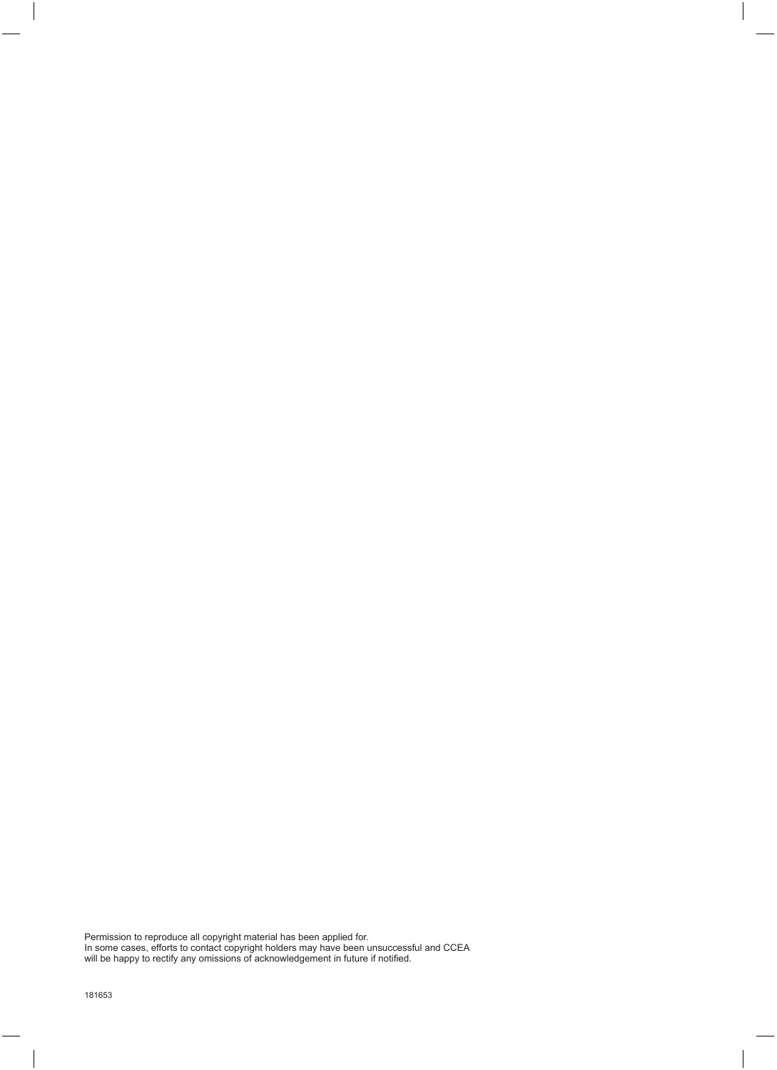Permission to reproduce all copyright material has been applied for.
In some cases, efforts to contact copyright holders may have been unsuccessful and CCEA will be happy to rectify any omissions of acknowledgement in future if notified.

181653